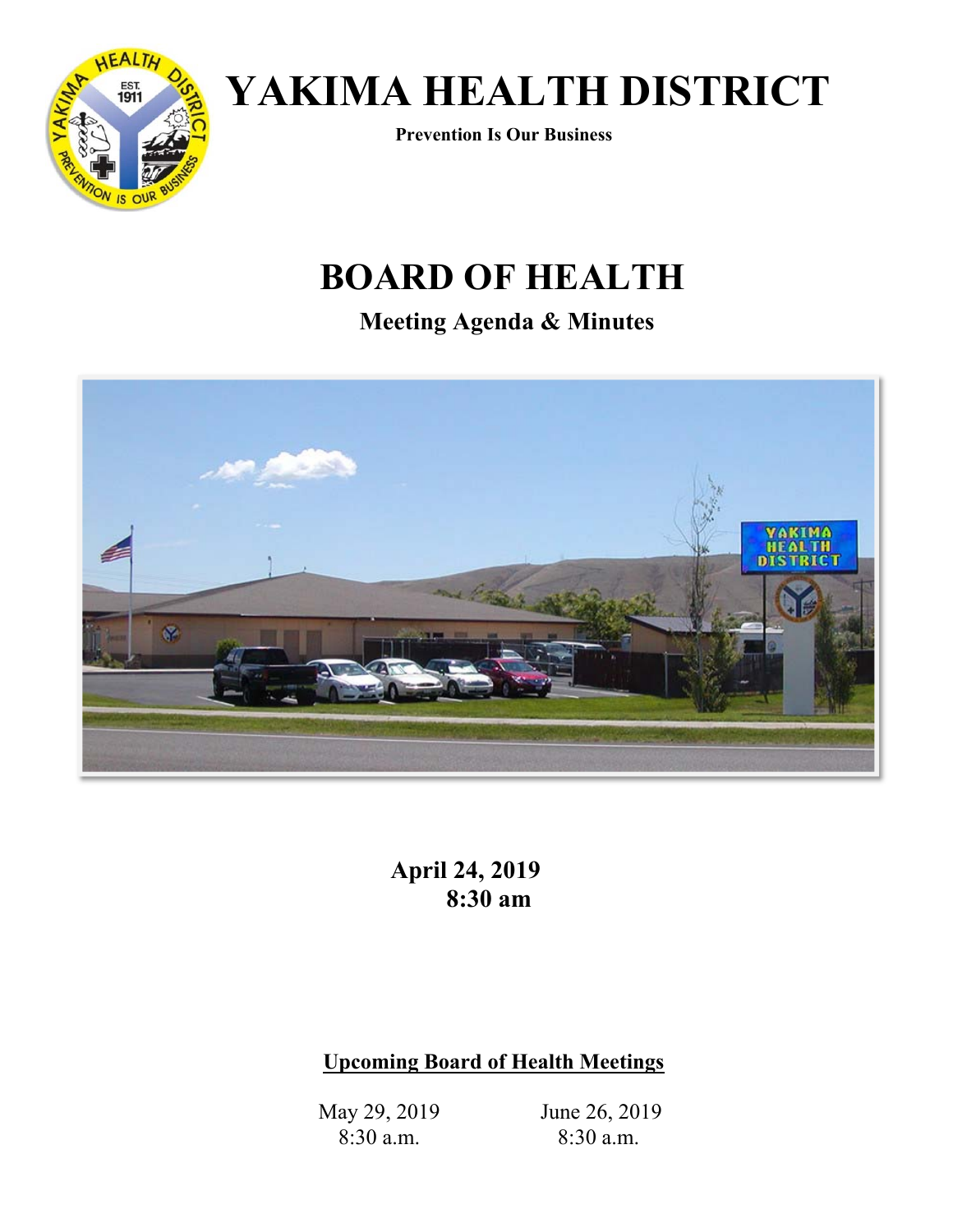# YAKIMA HEALTH DISTRICT

**Prevention Is Our Business**

# BOARD OF HEALTH

**Meeting Agenda & Minutes**

**April 24, 2019**
**8:30 am**

**Upcoming Board of Health Meetings**

May 29, 2019
8:30 a.m.

June 26, 2019
8:30 a.m.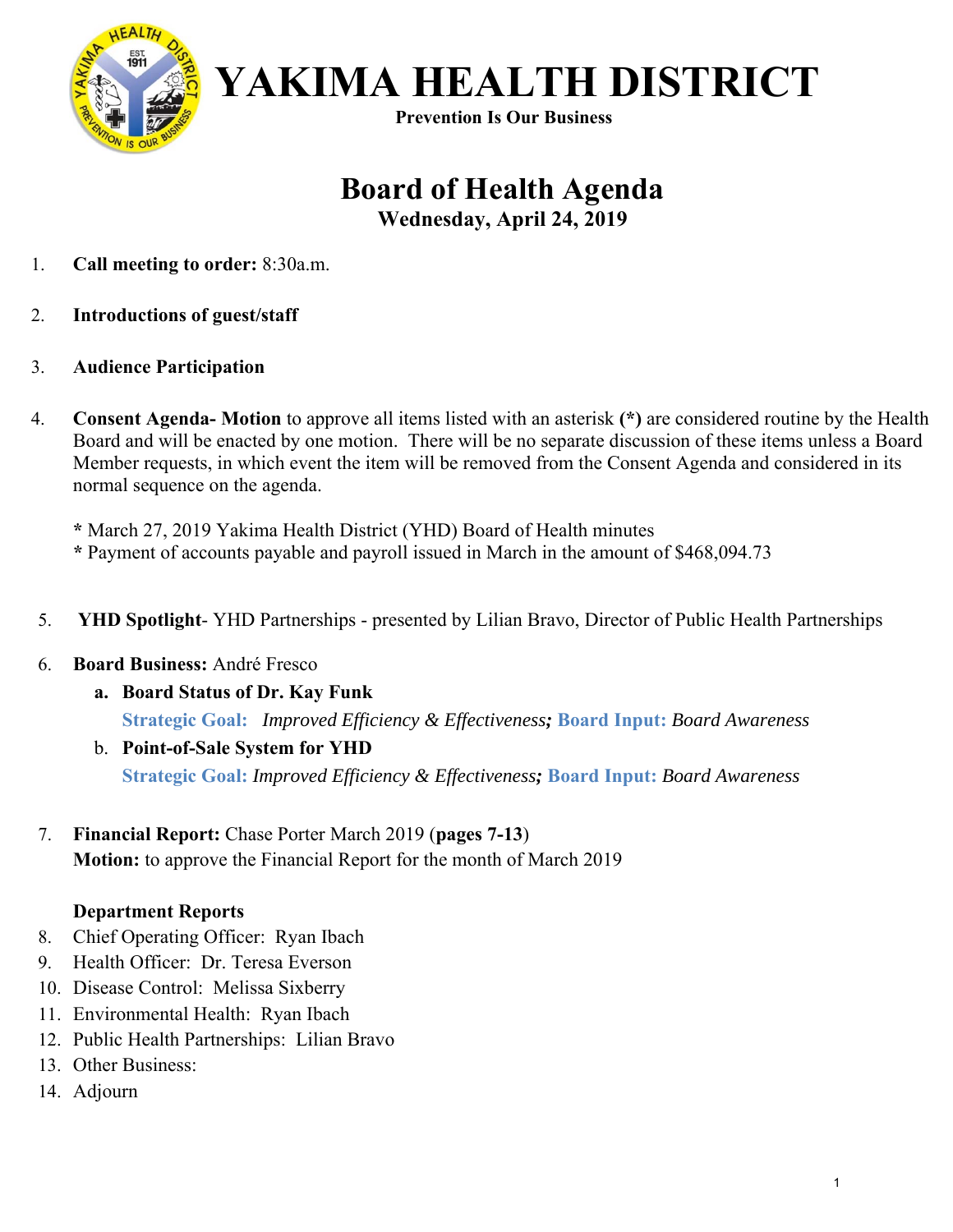# YAKIMA HEALTH DISTRICT

**Prevention Is Our Business**

## Board of Health Agenda

### Wednesday, April 24, 2019

1. **Call meeting to order:** 8:30a.m.

2. **Introductions of guest/staff**

3. **Audience Participation**

4. **Consent Agenda- Motion** to approve all items listed with an asterisk **(*)** are considered routine by the Health Board and will be enacted by one motion. There will be no separate discussion of these items unless a Board Member requests, in which event the item will be removed from the Consent Agenda and considered in its normal sequence on the agenda.

   **\*** March 27, 2019 Yakima Health District (YHD) Board of Health minutes
   **\*** Payment of accounts payable and payroll issued in March in the amount of $468,094.73

5. **YHD Spotlight**- YHD Partnerships - presented by Lilian Bravo, Director of Public Health Partnerships

6. **Board Business:** André Fresco
   a. **Board Status of Dr. Kay Funk**
      **Strategic Goal:** *Improved Efficiency & Effectiveness;* **Board Input:** *Board Awareness*
   b. **Point-of-Sale System for YHD**
      **Strategic Goal:** *Improved Efficiency & Effectiveness;* **Board Input:** *Board Awareness*

7. **Financial Report:** Chase Porter March 2019 (**pages 7-13**)
   **Motion:** to approve the Financial Report for the month of March 2019

**Department Reports**

8. Chief Operating Officer: Ryan Ibach
9. Health Officer: Dr. Teresa Everson
10. Disease Control: Melissa Sixberry
11. Environmental Health: Ryan Ibach
12. Public Health Partnerships: Lilian Bravo
13. Other Business:
14. Adjourn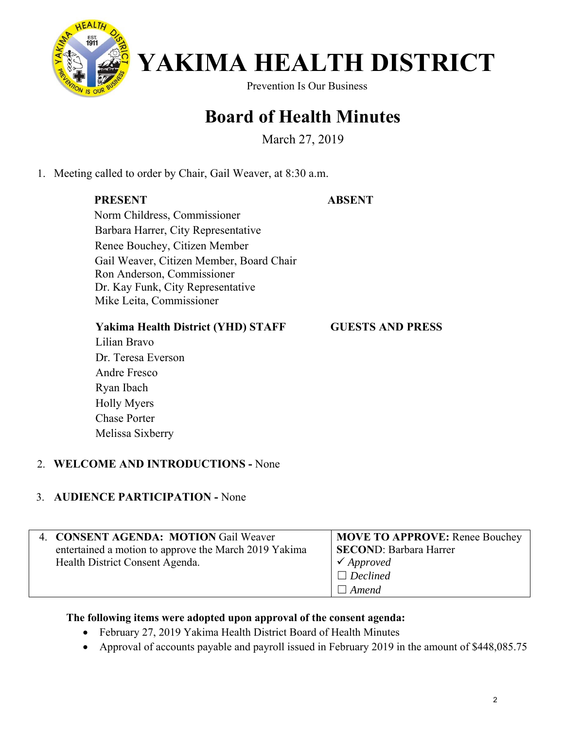# YAKIMA HEALTH DISTRICT

Prevention Is Our Business

## Board of Health Minutes

March 27, 2019

1. Meeting called to order by Chair, Gail Weaver, at 8:30 a.m.

| PRESENT | ABSENT |
|---|---|
| Norm Childress, Commissioner | |
| Barbara Harrer, City Representative | |
| Renee Bouchey, Citizen Member | |
| Gail Weaver, Citizen Member, Board Chair | |
| Ron Anderson, Commissioner | |
| Dr. Kay Funk, City Representative | |
| Mike Leita, Commissioner | |

| Yakima Health District (YHD) STAFF | GUESTS AND PRESS |
|---|---|
| Lilian Bravo | |
| Dr. Teresa Everson | |
| Andre Fresco | |
| Ryan Ibach | |
| Holly Myers | |
| Chase Porter | |
| Melissa Sixberry | |

2. **WELCOME AND INTRODUCTIONS -** None

3. **AUDIENCE PARTICIPATION -** None

| | |
|---|---|
| 4. **CONSENT AGENDA: MOTION** Gail Weaver entertained a motion to approve the March 2019 Yakima Health District Consent Agenda. | **MOVE TO APPROVE:** Renee Bouchey<br>**SECOND**: Barbara Harrer<br>✓ *Approved*<br>☐ *Declined*<br>☐ *Amend* |

**The following items were adopted upon approval of the consent agenda:**

- February 27, 2019 Yakima Health District Board of Health Minutes
- Approval of accounts payable and payroll issued in February 2019 in the amount of $448,085.75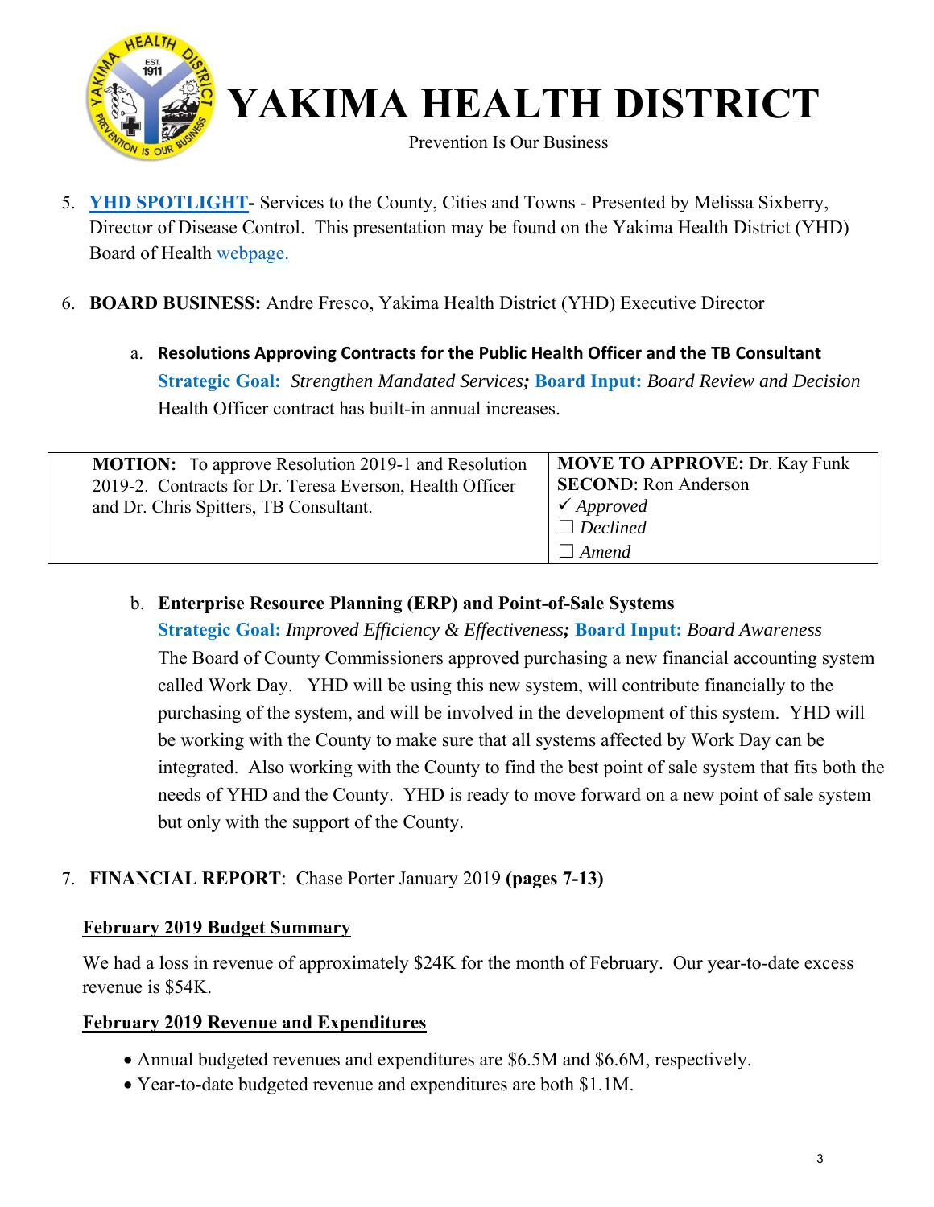# YAKIMA HEALTH DISTRICT

Prevention Is Our Business

5. **YHD SPOTLIGHT-** Services to the County, Cities and Towns - Presented by Melissa Sixberry, Director of Disease Control. This presentation may be found on the Yakima Health District (YHD) Board of Health webpage.

6. **BOARD BUSINESS:** Andre Fresco, Yakima Health District (YHD) Executive Director

   a. **Resolutions Approving Contracts for the Public Health Officer and the TB Consultant**
   **Strategic Goal:** *Strengthen Mandated Services;* **Board Input:** *Board Review and Decision*
   Health Officer contract has built-in annual increases.

| | |
|---|---|
| **MOTION:** To approve Resolution 2019-1 and Resolution 2019-2. Contracts for Dr. Teresa Everson, Health Officer and Dr. Chris Spitters, TB Consultant. | **MOVE TO APPROVE:** Dr. Kay Funk<br>**SECOND**: Ron Anderson<br>✓ *Approved*<br>☐ *Declined*<br>☐ *Amend* |

   b. **Enterprise Resource Planning (ERP) and Point-of-Sale Systems**
   **Strategic Goal:** *Improved Efficiency & Effectiveness;* **Board Input:** *Board Awareness*
   The Board of County Commissioners approved purchasing a new financial accounting system called Work Day. YHD will be using this new system, will contribute financially to the purchasing of the system, and will be involved in the development of this system. YHD will be working with the County to make sure that all systems affected by Work Day can be integrated. Also working with the County to find the best point of sale system that fits both the needs of YHD and the County. YHD is ready to move forward on a new point of sale system but only with the support of the County.

7. **FINANCIAL REPORT**: Chase Porter January 2019 **(pages 7-13)**

**February 2019 Budget Summary**

We had a loss in revenue of approximately $24K for the month of February. Our year-to-date excess revenue is $54K.

**February 2019 Revenue and Expenditures**

- Annual budgeted revenues and expenditures are $6.5M and $6.6M, respectively.
- Year-to-date budgeted revenue and expenditures are both $1.1M.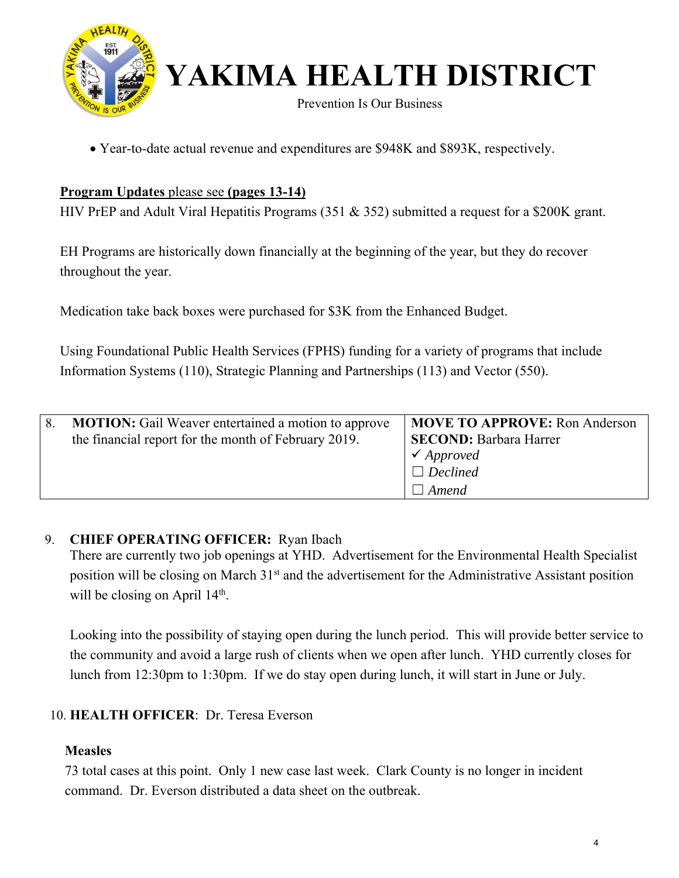- Year-to-date actual revenue and expenditures are \$948K and \$893K, respectively.

**Program Updates** please see **(pages 13-14)**

HIV PrEP and Adult Viral Hepatitis Programs (351 & 352) submitted a request for a \$200K grant.

EH Programs are historically down financially at the beginning of the year, but they do recover throughout the year.

Medication take back boxes were purchased for \$3K from the Enhanced Budget.

Using Foundational Public Health Services (FPHS) funding for a variety of programs that include Information Systems (110), Strategic Planning and Partnerships (113) and Vector (550).

| | | |
|---|---|---|
| 8. | **MOTION:** Gail Weaver entertained a motion to approve the financial report for the month of February 2019. | **MOVE TO APPROVE:** Ron Anderson<br>**SECOND:** Barbara Harrer<br>✓ *Approved*<br>☐ *Declined*<br>☐ *Amend* |

9. **CHIEF OPERATING OFFICER:** Ryan Ibach

There are currently two job openings at YHD. Advertisement for the Environmental Health Specialist position will be closing on March 31st and the advertisement for the Administrative Assistant position will be closing on April 14th.

Looking into the possibility of staying open during the lunch period. This will provide better service to the community and avoid a large rush of clients when we open after lunch. YHD currently closes for lunch from 12:30pm to 1:30pm. If we do stay open during lunch, it will start in June or July.

10. **HEALTH OFFICER**: Dr. Teresa Everson

**Measles**

73 total cases at this point. Only 1 new case last week. Clark County is no longer in incident command. Dr. Everson distributed a data sheet on the outbreak.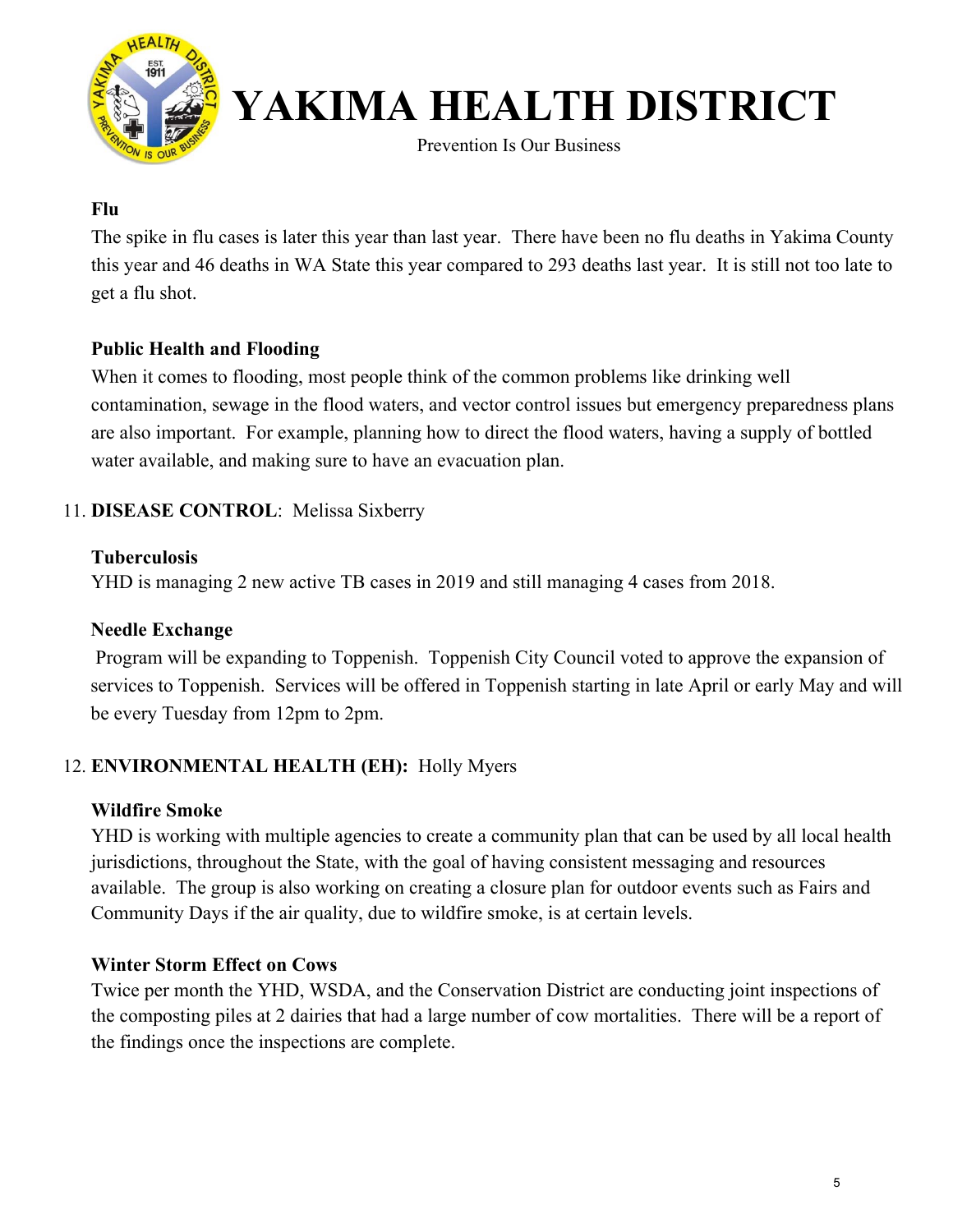**Flu**

The spike in flu cases is later this year than last year. There have been no flu deaths in Yakima County this year and 46 deaths in WA State this year compared to 293 deaths last year. It is still not too late to get a flu shot.

**Public Health and Flooding**

When it comes to flooding, most people think of the common problems like drinking well contamination, sewage in the flood waters, and vector control issues but emergency preparedness plans are also important. For example, planning how to direct the flood waters, having a supply of bottled water available, and making sure to have an evacuation plan.

11. **DISEASE CONTROL**: Melissa Sixberry

**Tuberculosis**

YHD is managing 2 new active TB cases in 2019 and still managing 4 cases from 2018.

**Needle Exchange**

Program will be expanding to Toppenish. Toppenish City Council voted to approve the expansion of services to Toppenish. Services will be offered in Toppenish starting in late April or early May and will be every Tuesday from 12pm to 2pm.

12. **ENVIRONMENTAL HEALTH (EH):** Holly Myers

**Wildfire Smoke**

YHD is working with multiple agencies to create a community plan that can be used by all local health jurisdictions, throughout the State, with the goal of having consistent messaging and resources available. The group is also working on creating a closure plan for outdoor events such as Fairs and Community Days if the air quality, due to wildfire smoke, is at certain levels.

**Winter Storm Effect on Cows**

Twice per month the YHD, WSDA, and the Conservation District are conducting joint inspections of the composting piles at 2 dairies that had a large number of cow mortalities. There will be a report of the findings once the inspections are complete.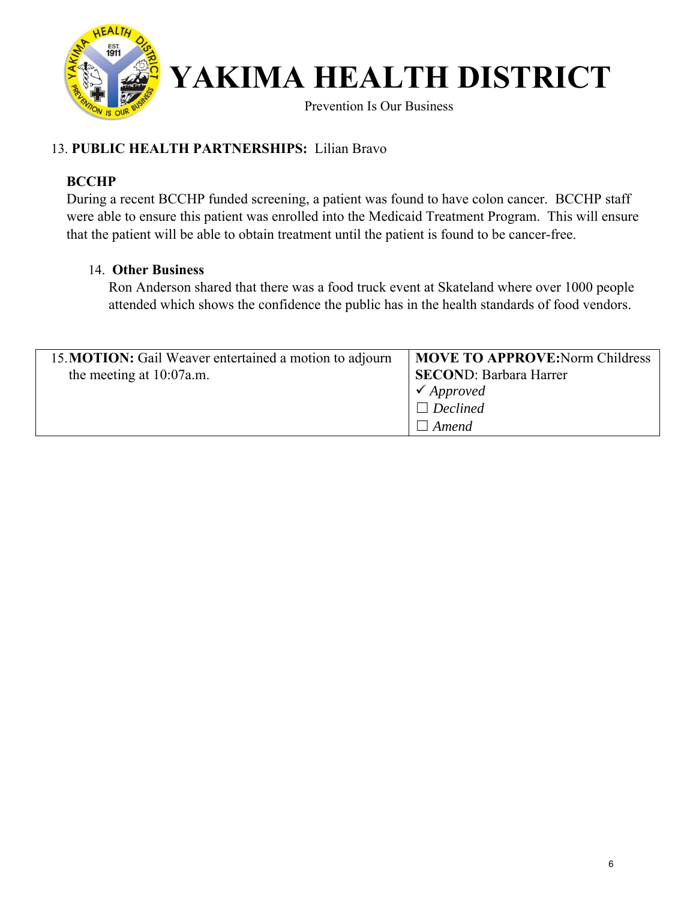# YAKIMA HEALTH DISTRICT

Prevention Is Our Business

13. **PUBLIC HEALTH PARTNERSHIPS:** Lilian Bravo

**BCCHP**

During a recent BCCHP funded screening, a patient was found to have colon cancer. BCCHP staff were able to ensure this patient was enrolled into the Medicaid Treatment Program. This will ensure that the patient will be able to obtain treatment until the patient is found to be cancer-free.

14. **Other Business**

Ron Anderson shared that there was a food truck event at Skateland where over 1000 people attended which shows the confidence the public has in the health standards of food vendors.

| | |
|---|---|
| 15. **MOTION:** Gail Weaver entertained a motion to adjourn the meeting at 10:07a.m. | **MOVE TO APPROVE:** Norm Childress<br>**SECOND**: Barbara Harrer<br>✓ *Approved*<br>☐ *Declined*<br>☐ *Amend* |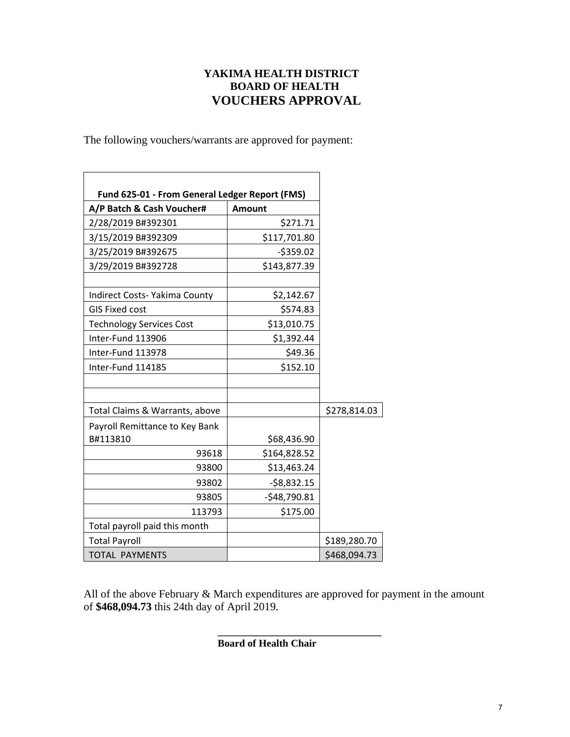# YAKIMA HEALTH DISTRICT
## BOARD OF HEALTH
## VOUCHERS APPROVAL

The following vouchers/warrants are approved for payment:

| Fund 625-01 - From General Ledger Report (FMS) | | |
|---|---|---|
| **A/P Batch & Cash Voucher#** | **Amount** | |
| 2/28/2019 B#392301 | $271.71 | |
| 3/15/2019 B#392309 | $117,701.80 | |
| 3/25/2019 B#392675 | -$359.02 | |
| 3/29/2019 B#392728 | $143,877.39 | |
| | | |
| Indirect Costs- Yakima County | $2,142.67 | |
| GIS Fixed cost | $574.83 | |
| Technology Services Cost | $13,010.75 | |
| Inter-Fund 113906 | $1,392.44 | |
| Inter-Fund 113978 | $49.36 | |
| Inter-Fund 114185 | $152.10 | |
| | | |
| | | |
| Total Claims & Warrants, above | | $278,814.03 |
| Payroll Remittance to Key Bank B#113810 | $68,436.90 | |
| 93618 | $164,828.52 | |
| 93800 | $13,463.24 | |
| 93802 | -$8,832.15 | |
| 93805 | -$48,790.81 | |
| 113793 | $175.00 | |
| Total payroll paid this month | | |
| Total Payroll | | $189,280.70 |
| TOTAL PAYMENTS | | $468,094.73 |

All of the above February & March expenditures are approved for payment in the amount of **$468,094.73** this 24th day of April 2019.

\_\_\_\_\_\_\_\_\_\_\_\_\_\_\_\_\_\_\_\_\_\_\_\_\_\_\_\_\_\_\_\_

**Board of Health Chair**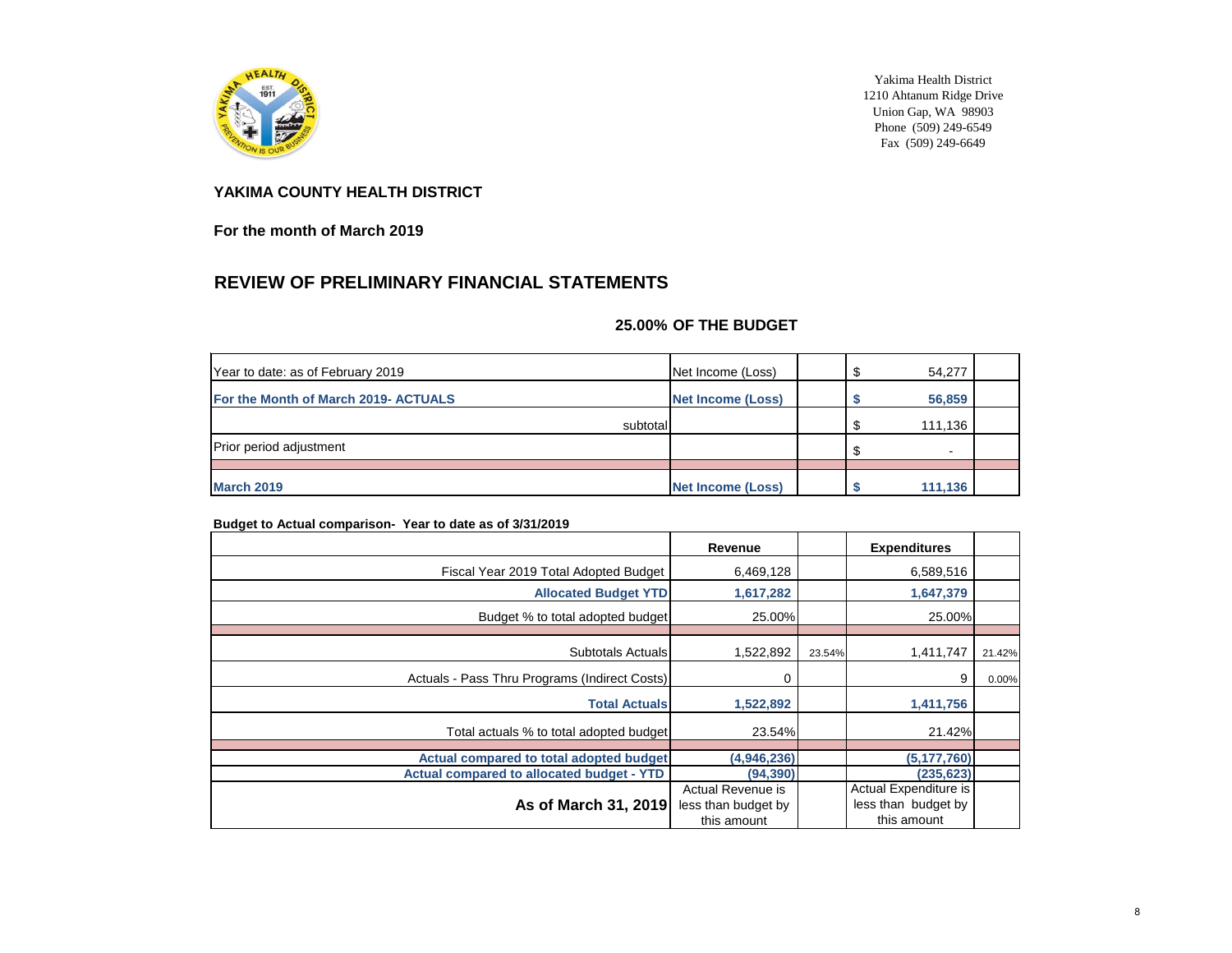Yakima Health District
1210 Ahtanum Ridge Drive
Union Gap, WA 98903
Phone (509) 249-6549
Fax (509) 249-6649

## YAKIMA COUNTY HEALTH DISTRICT

**For the month of March 2019**

## REVIEW OF PRELIMINARY FINANCIAL STATEMENTS

**25.00% OF THE BUDGET**

| | | | | |
|---|---|---|---|---|
| Year to date: as of February 2019 | Net Income (Loss) | | $ 54,277 | |
| **For the Month of March 2019- ACTUALS** | **Net Income (Loss)** | | **$ 56,859** | |
| subtotal | | | $ 111,136 | |
| Prior period adjustment | | | $ - | |
| **March 2019** | **Net Income (Loss)** | | **$ 111,136** | |

**Budget to Actual comparison- Year to date as of 3/31/2019**

| | Revenue | | Expenditures | |
|---|---|---|---|---|
| Fiscal Year 2019 Total Adopted Budget | 6,469,128 | | 6,589,516 | |
| **Allocated Budget YTD** | **1,617,282** | | **1,647,379** | |
| Budget % to total adopted budget | 25.00% | | 25.00% | |
| Subtotals Actuals | 1,522,892 | 23.54% | 1,411,747 | 21.42% |
| Actuals - Pass Thru Programs (Indirect Costs) | 0 | | 9 | 0.00% |
| **Total Actuals** | **1,522,892** | | **1,411,756** | |
| Total actuals % to total adopted budget | 23.54% | | 21.42% | |
| **Actual compared to total adopted budget** | **(4,946,236)** | | **(5,177,760)** | |
| **Actual compared to allocated budget - YTD** | **(94,390)** | | **(235,623)** | |
| **As of March 31, 2019** | Actual Revenue is less than budget by this amount | | Actual Expenditure is less than budget by this amount | |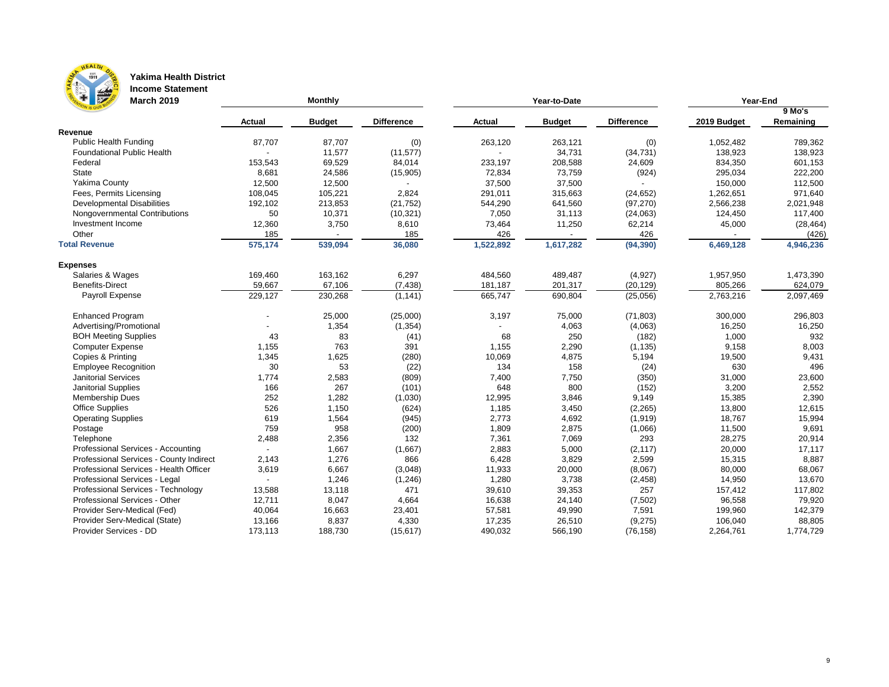**Yakima Health District**
**Income Statement**
**March 2019**

| | Monthly | | | Year-to-Date | | | Year-End | |
|---|---|---|---|---|---|---|---|---|
| | Actual | Budget | Difference | Actual | Budget | Difference | 2019 Budget | 9 Mo's Remaining |
| **Revenue** | | | | | | | | |
| Public Health Funding | 87,707 | 87,707 | (0) | 263,120 | 263,121 | (0) | 1,052,482 | 789,362 |
| Foundational Public Health | - | 11,577 | (11,577) | - | 34,731 | (34,731) | 138,923 | 138,923 |
| Federal | 153,543 | 69,529 | 84,014 | 233,197 | 208,588 | 24,609 | 834,350 | 601,153 |
| State | 8,681 | 24,586 | (15,905) | 72,834 | 73,759 | (924) | 295,034 | 222,200 |
| Yakima County | 12,500 | 12,500 | - | 37,500 | 37,500 | - | 150,000 | 112,500 |
| Fees, Permits Licensing | 108,045 | 105,221 | 2,824 | 291,011 | 315,663 | (24,652) | 1,262,651 | 971,640 |
| Developmental Disabilities | 192,102 | 213,853 | (21,752) | 544,290 | 641,560 | (97,270) | 2,566,238 | 2,021,948 |
| Nongovernmental Contributions | 50 | 10,371 | (10,321) | 7,050 | 31,113 | (24,063) | 124,450 | 117,400 |
| Investment Income | 12,360 | 3,750 | 8,610 | 73,464 | 11,250 | 62,214 | 45,000 | (28,464) |
| Other | 185 | - | 185 | 426 | - | 426 | - | (426) |
| **Total Revenue** | **575,174** | **539,094** | **36,080** | **1,522,892** | **1,617,282** | **(94,390)** | **6,469,128** | **4,946,236** |
| **Expenses** | | | | | | | | |
| Salaries & Wages | 169,460 | 163,162 | 6,297 | 484,560 | 489,487 | (4,927) | 1,957,950 | 1,473,390 |
| Benefits-Direct | 59,667 | 67,106 | (7,438) | 181,187 | 201,317 | (20,129) | 805,266 | 624,079 |
| Payroll Expense | 229,127 | 230,268 | (1,141) | 665,747 | 690,804 | (25,056) | 2,763,216 | 2,097,469 |
| Enhanced Program | - | 25,000 | (25,000) | 3,197 | 75,000 | (71,803) | 300,000 | 296,803 |
| Advertising/Promotional | - | 1,354 | (1,354) | - | 4,063 | (4,063) | 16,250 | 16,250 |
| BOH Meeting Supplies | 43 | 83 | (41) | 68 | 250 | (182) | 1,000 | 932 |
| Computer Expense | 1,155 | 763 | 391 | 1,155 | 2,290 | (1,135) | 9,158 | 8,003 |
| Copies & Printing | 1,345 | 1,625 | (280) | 10,069 | 4,875 | 5,194 | 19,500 | 9,431 |
| Employee Recognition | 30 | 53 | (22) | 134 | 158 | (24) | 630 | 496 |
| Janitorial Services | 1,774 | 2,583 | (809) | 7,400 | 7,750 | (350) | 31,000 | 23,600 |
| Janitorial Supplies | 166 | 267 | (101) | 648 | 800 | (152) | 3,200 | 2,552 |
| Membership Dues | 252 | 1,282 | (1,030) | 12,995 | 3,846 | 9,149 | 15,385 | 2,390 |
| Office Supplies | 526 | 1,150 | (624) | 1,185 | 3,450 | (2,265) | 13,800 | 12,615 |
| Operating Supplies | 619 | 1,564 | (945) | 2,773 | 4,692 | (1,919) | 18,767 | 15,994 |
| Postage | 759 | 958 | (200) | 1,809 | 2,875 | (1,066) | 11,500 | 9,691 |
| Telephone | 2,488 | 2,356 | 132 | 7,361 | 7,069 | 293 | 28,275 | 20,914 |
| Professional Services - Accounting | - | 1,667 | (1,667) | 2,883 | 5,000 | (2,117) | 20,000 | 17,117 |
| Professional Services - County Indirect | 2,143 | 1,276 | 866 | 6,428 | 3,829 | 2,599 | 15,315 | 8,887 |
| Professional Services - Health Officer | 3,619 | 6,667 | (3,048) | 11,933 | 20,000 | (8,067) | 80,000 | 68,067 |
| Professional Services - Legal | - | 1,246 | (1,246) | 1,280 | 3,738 | (2,458) | 14,950 | 13,670 |
| Professional Services - Technology | 13,588 | 13,118 | 471 | 39,610 | 39,353 | 257 | 157,412 | 117,802 |
| Professional Services - Other | 12,711 | 8,047 | 4,664 | 16,638 | 24,140 | (7,502) | 96,558 | 79,920 |
| Provider Serv-Medical (Fed) | 40,064 | 16,663 | 23,401 | 57,581 | 49,990 | 7,591 | 199,960 | 142,379 |
| Provider Serv-Medical (State) | 13,166 | 8,837 | 4,330 | 17,235 | 26,510 | (9,275) | 106,040 | 88,805 |
| Provider Services - DD | 173,113 | 188,730 | (15,617) | 490,032 | 566,190 | (76,158) | 2,264,761 | 1,774,729 |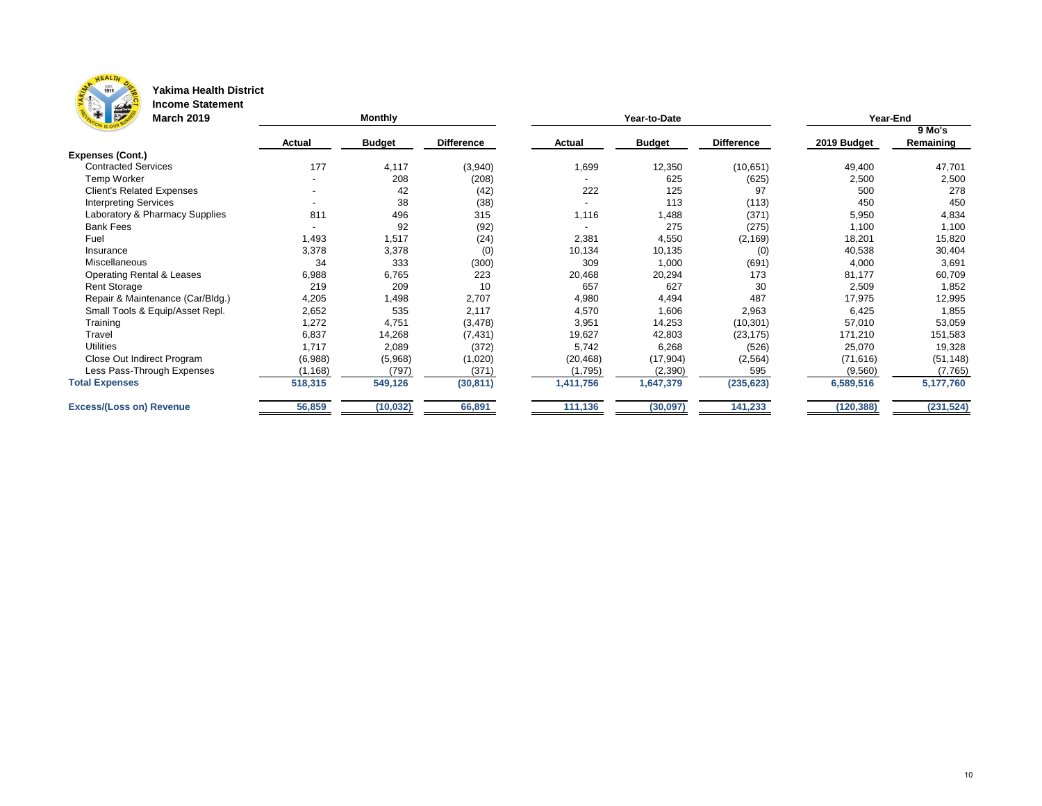**Yakima Health District**
**Income Statement**
**March 2019**

| | Monthly | | | Year-to-Date | | | Year-End | |
|---|---|---|---|---|---|---|---|---|
| | Actual | Budget | Difference | Actual | Budget | Difference | 2019 Budget | 9 Mo's Remaining |
| **Expenses (Cont.)** | | | | | | | | |
| Contracted Services | 177 | 4,117 | (3,940) | 1,699 | 12,350 | (10,651) | 49,400 | 47,701 |
| Temp Worker | - | 208 | (208) | - | 625 | (625) | 2,500 | 2,500 |
| Client's Related Expenses | - | 42 | (42) | 222 | 125 | 97 | 500 | 278 |
| Interpreting Services | - | 38 | (38) | - | 113 | (113) | 450 | 450 |
| Laboratory & Pharmacy Supplies | 811 | 496 | 315 | 1,116 | 1,488 | (371) | 5,950 | 4,834 |
| Bank Fees | - | 92 | (92) | - | 275 | (275) | 1,100 | 1,100 |
| Fuel | 1,493 | 1,517 | (24) | 2,381 | 4,550 | (2,169) | 18,201 | 15,820 |
| Insurance | 3,378 | 3,378 | (0) | 10,134 | 10,135 | (0) | 40,538 | 30,404 |
| Miscellaneous | 34 | 333 | (300) | 309 | 1,000 | (691) | 4,000 | 3,691 |
| Operating Rental & Leases | 6,988 | 6,765 | 223 | 20,468 | 20,294 | 173 | 81,177 | 60,709 |
| Rent Storage | 219 | 209 | 10 | 657 | 627 | 30 | 2,509 | 1,852 |
| Repair & Maintenance (Car/Bldg.) | 4,205 | 1,498 | 2,707 | 4,980 | 4,494 | 487 | 17,975 | 12,995 |
| Small Tools & Equip/Asset Repl. | 2,652 | 535 | 2,117 | 4,570 | 1,606 | 2,963 | 6,425 | 1,855 |
| Training | 1,272 | 4,751 | (3,478) | 3,951 | 14,253 | (10,301) | 57,010 | 53,059 |
| Travel | 6,837 | 14,268 | (7,431) | 19,627 | 42,803 | (23,175) | 171,210 | 151,583 |
| Utilities | 1,717 | 2,089 | (372) | 5,742 | 6,268 | (526) | 25,070 | 19,328 |
| Close Out Indirect Program | (6,988) | (5,968) | (1,020) | (20,468) | (17,904) | (2,564) | (71,616) | (51,148) |
| Less Pass-Through Expenses | (1,168) | (797) | (371) | (1,795) | (2,390) | 595 | (9,560) | (7,765) |
| **Total Expenses** | **518,315** | **549,126** | **(30,811)** | **1,411,756** | **1,647,379** | **(235,623)** | **6,589,516** | **5,177,760** |
| **Excess/(Loss on) Revenue** | **56,859** | **(10,032)** | **66,891** | **111,136** | **(30,097)** | **141,233** | **(120,388)** | **(231,524)** |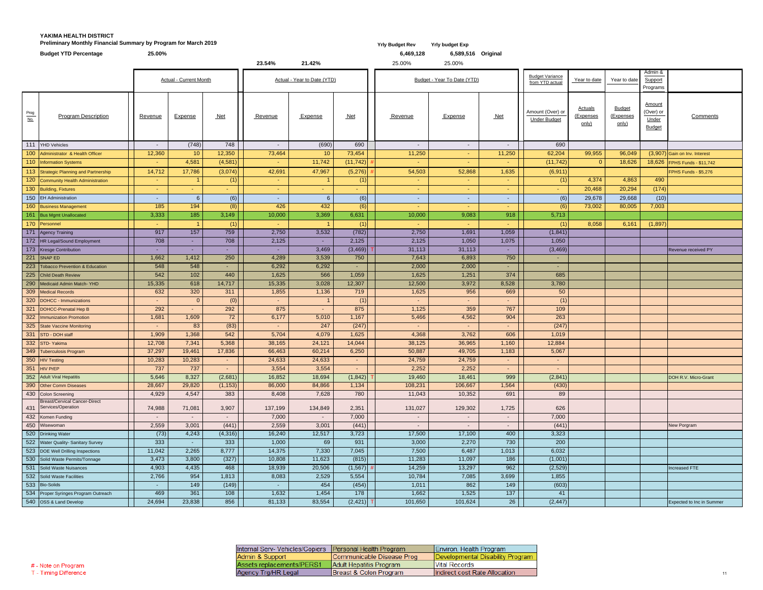**YAKIMA HEALTH DISTRICT**

**Preliminary Monthly Financial Summary by Program for March 2019**

**Budget YTD Percentage** 25.00%

| | Yrly Budget Rev | Yrly budget Exp | |
|---|---|---|---|
| | 6,469,128 | 6,589,516 | Original |
| | 25.00% | 25.00% | |

Actual YTD percentages: 23.54% (Revenue), 21.42% (Expense)

| Prog No. | Program Description | Actual - Current Month Revenue | Actual - Current Month Expense | Actual - Current Month Net | Actual - Year to Date (YTD) Revenue | Actual - Year to Date (YTD) Expense | Actual - Year to Date (YTD) Net | | Budget - Year To Date (YTD) Revenue | Budget - Year To Date (YTD) Expense | Budget - Year To Date (YTD) Net | Budget Variance from YTD actual: Amount (Over) or Under Budget | Year to date Actuals (Expenses only) | Year to date Budget (Expenses only) | Admin & Support Programs Amount (Over) or Under Budget | Comments |
|---|---|---|---|---|---|---|---|---|---|---|---|---|---|---|---|---|
| 111 | YHD Vehicles | - | (748) | 748 | - | (690) | 690 | | - | - | - | 690 | | | | |
| 100 | Administrator & Health Officer | 12,360 | 10 | 12,350 | 73,464 | 10 | 73,454 | | 11,250 | - | 11,250 | 62,204 | 99,955 | 96,049 | (3,907) | Gain on Inv. Interest |
| 110 | Information Systems | - | 4,581 | (4,581) | - | 11,742 | (11,742) | # | - | - | - | (11,742) | 0 | 18,626 | 18,626 | FPHS Funds - $11,742 |
| 113 | Strategic Planning and Partnership | 14,712 | 17,786 | (3,074) | 42,691 | 47,967 | (5,276) | # | 54,503 | 52,868 | 1,635 | (6,911) | | | | FPHS Funds - $5,276 |
| 120 | Community Health Administration | - | 1 | (1) | - | 1 | (1) | | - | - | - | (1) | 4,374 | 4,863 | 490 | |
| 130 | Building, Fixtures | - | - | - | - | - | - | | - | - | - | - | 20,468 | 20,294 | (174) | |
| 150 | EH Administration | - | 6 | (6) | - | 6 | (6) | | - | - | - | (6) | 29,678 | 29,668 | (10) | |
| 160 | Business Management | 185 | 194 | (8) | 426 | 432 | (6) | | - | - | - | (6) | 73,002 | 80,005 | 7,003 | |
| 161 | Bus Mgmt Unallocated | 3,333 | 185 | 3,149 | 10,000 | 3,369 | 6,631 | | 10,000 | 9,083 | 918 | 5,713 | | | | |
| 170 | Personnel | - | 1 | (1) | - | 1 | (1) | | - | - | - | (1) | 8,058 | 6,161 | (1,897) | |
| 171 | Agency Training | 917 | 157 | 759 | 2,750 | 3,532 | (782) | | 2,750 | 1,691 | 1,059 | (1,841) | | | | |
| 172 | HR Legal/Sound Employment | 708 | - | 708 | 2,125 | - | 2,125 | | 2,125 | 1,050 | 1,075 | 1,050 | | | | |
| 173 | Kresge Contribution | - | - | - | - | 3,469 | (3,469) | T | 31,113 | 31,113 | - | (3,469) | | | | Revenue received PY |
| 221 | SNAP ED | 1,662 | 1,412 | 250 | 4,289 | 3,539 | 750 | | 7,643 | 6,893 | 750 | - | | | | |
| 223 | Tobacco Prevention & Education | 548 | 548 | - | 6,292 | 6,292 | - | | 2,000 | 2,000 | - | - | | | | |
| 225 | Child Death Review | 542 | 102 | 440 | 1,625 | 566 | 1,059 | | 1,625 | 1,251 | 374 | 685 | | | | |
| 290 | Medicaid Admin Match- YHD | 15,335 | 618 | 14,717 | 15,335 | 3,028 | 12,307 | | 12,500 | 3,972 | 8,528 | 3,780 | | | | |
| 309 | Medical Records | 632 | 320 | 311 | 1,855 | 1,136 | 719 | | 1,625 | 956 | 669 | 50 | | | | |
| 320 | DOHCC - Immunizations | - | 0 | (0) | - | 1 | (1) | | - | - | - | (1) | | | | |
| 321 | DOHCC-Prenatal Hep B | 292 | - | 292 | 875 | - | 875 | | 1,125 | 359 | 767 | 109 | | | | |
| 322 | Immunization Promotion | 1,681 | 1,609 | 72 | 6,177 | 5,010 | 1,167 | | 5,466 | 4,562 | 904 | 263 | | | | |
| 325 | State Vaccine Monitoring | - | 83 | (83) | - | 247 | (247) | | - | - | - | (247) | | | | |
| 331 | STD - DOH staff | 1,909 | 1,368 | 542 | 5,704 | 4,079 | 1,625 | | 4,368 | 3,762 | 606 | 1,019 | | | | |
| 332 | STD- Yakima | 12,708 | 7,341 | 5,368 | 38,165 | 24,121 | 14,044 | | 38,125 | 36,965 | 1,160 | 12,884 | | | | |
| 349 | Tuberculosis Program | 37,297 | 19,461 | 17,836 | 66,463 | 60,214 | 6,250 | | 50,887 | 49,705 | 1,183 | 5,067 | | | | |
| 350 | HIV Testing | 10,283 | 10,283 | - | 24,633 | 24,633 | - | | 24,759 | 24,759 | - | - | | | | |
| 351 | HIV PrEP | 737 | 737 | - | 3,554 | 3,554 | - | | 2,252 | 2,252 | - | - | | | | |
| 352 | Adult Viral Hepatitis | 5,646 | 8,327 | (2,681) | 16,852 | 18,694 | (1,842) | T | 19,460 | 18,461 | 999 | (2,841) | | | | DOH R.V. Micro-Grant |
| 390 | Other Comm Diseases | 28,667 | 29,820 | (1,153) | 86,000 | 84,866 | 1,134 | | 108,231 | 106,667 | 1,564 | (430) | | | | |
| 430 | Colon Screening | 4,929 | 4,547 | 383 | 8,408 | 7,628 | 780 | | 11,043 | 10,352 | 691 | 89 | | | | |
| 431 | Breast/Cervical Cancer-Direct Services/Operation | 74,988 | 71,081 | 3,907 | 137,199 | 134,849 | 2,351 | | 131,027 | 129,302 | 1,725 | 626 | | | | |
| 432 | Komen Funding | - | - | - | 7,000 | - | 7,000 | | - | - | - | 7,000 | | | | |
| 450 | Wisewoman | 2,559 | 3,001 | (441) | 2,559 | 3,001 | (441) | | - | - | - | (441) | | | | New Porgram |
| 520 | Drinking Water | (73) | 4,243 | (4,316) | 16,240 | 12,517 | 3,723 | | 17,500 | 17,100 | 400 | 3,323 | | | | |
| 522 | Water Quality- Sanitary Survey | 333 | - | 333 | 1,000 | 69 | 931 | | 3,000 | 2,270 | 730 | 200 | | | | |
| 523 | DOE Well Drilling Inspections | 11,042 | 2,265 | 8,777 | 14,375 | 7,330 | 7,045 | | 7,500 | 6,487 | 1,013 | 6,032 | | | | |
| 530 | Solid Waste Permits/Tonnage | 3,473 | 3,800 | (327) | 10,808 | 11,623 | (815) | | 11,283 | 11,097 | 186 | (1,001) | | | | |
| 531 | Solid Waste Nuisances | 4,903 | 4,435 | 468 | 18,939 | 20,506 | (1,567) | # | 14,259 | 13,297 | 962 | (2,529) | | | | Increased FTE |
| 532 | Solid Waste Facilities | 2,766 | 954 | 1,813 | 8,083 | 2,529 | 5,554 | | 10,784 | 7,085 | 3,699 | 1,855 | | | | |
| 533 | Bio-Solids | - | 149 | (149) | - | 454 | (454) | | 1,011 | 862 | 149 | (603) | | | | |
| 534 | Proper Syringes Program Outreach | 469 | 361 | 108 | 1,632 | 1,454 | 178 | | 1,662 | 1,525 | 137 | 41 | | | | |
| 540 | OSS & Land Develop | 24,694 | 23,838 | 856 | 81,133 | 83,554 | (2,421) | T | 101,650 | 101,624 | 26 | (2,447) | | | | Expected to Inc in Summer |

| | | |
|---|---|---|
| Internal Serv- Vehicles/Copiers | Personal Health Program | Environ. Health Program |
| Admin & Support | Communicable Disease Prog | Developmental Disability Program |
| Assets replacements/PERS1 | Adult Hepatitis Program | Vital Records |
| Agency Trg/HR Legal | Breast & Colon Program | Indirect cost Rate Allocation |

# - Note on Program

T - Timing Difference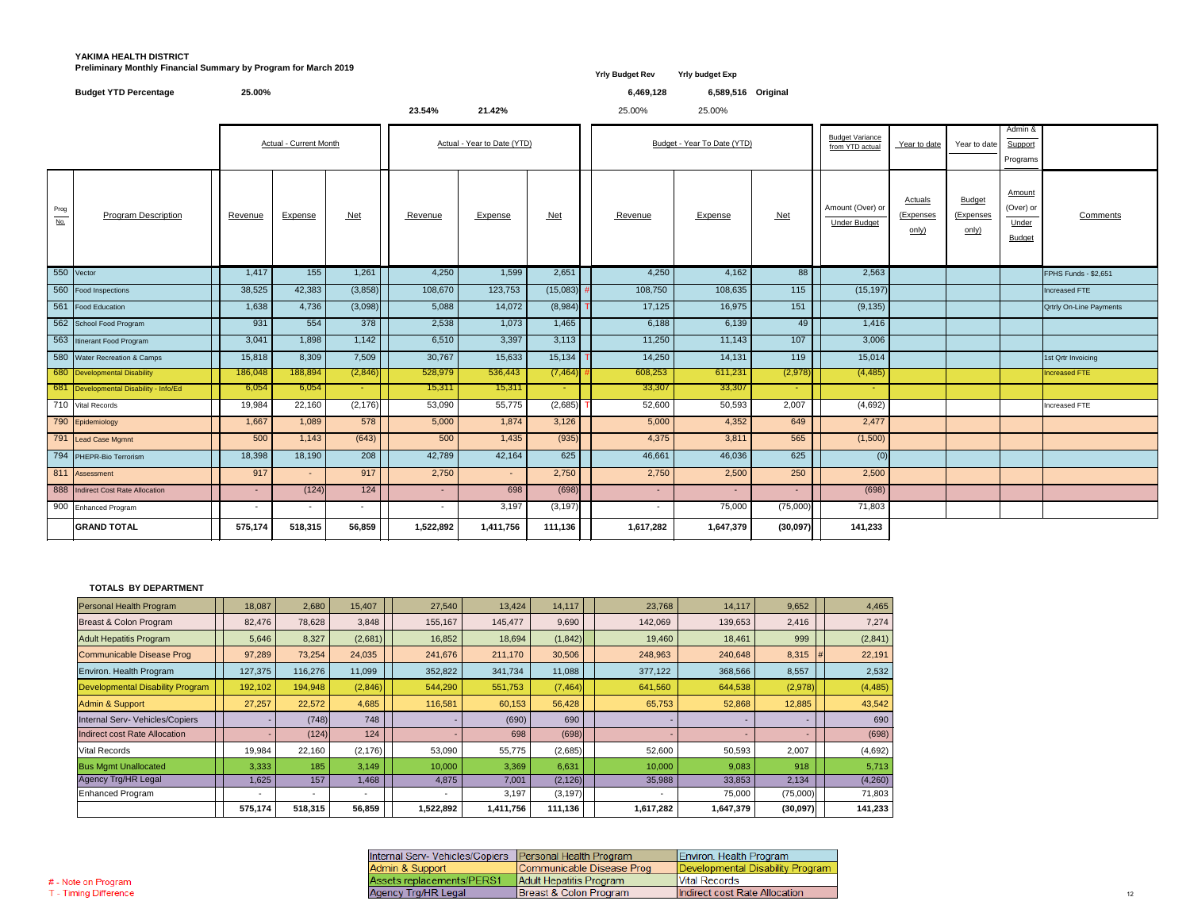**YAKIMA HEALTH DISTRICT**
**Preliminary Monthly Financial Summary by Program for March 2019**

| | | | |
|---|---|---|---|
| **Budget YTD Percentage** | **25.00%** | **Yrly Budget Rev** | **Yrly budget Exp** |
| | | **6,469,128** | **6,589,516 Original** |
| | | 25.00% | 25.00% |

YTD actual percentages: **23.54%** (Revenue), **21.42%** (Expense)

| Prog No. | Program Description | Actual - Current Month Revenue | Actual - Current Month Expense | Actual - Current Month Net | Actual - Year to Date (YTD) Revenue | Actual - Year to Date (YTD) Expense | Actual - Year to Date (YTD) Net | Budget - Year To Date (YTD) Revenue | Budget - Year To Date (YTD) Expense | Budget - Year To Date (YTD) Net | Budget Variance from YTD actual: Amount (Over) or Under Budget | Year to date: Actuals (Expenses only) | Year to date: Budget (Expenses only) | Admin & Support Programs: Amount (Over) or Under Budget | Comments |
|---|---|---|---|---|---|---|---|---|---|---|---|---|---|---|---|
| 550 | Vector | 1,417 | 155 | 1,261 | 4,250 | 1,599 | 2,651 | 4,250 | 4,162 | 88 | 2,563 | | | | FPHS Funds - $2,651 |
| 560 | Food Inspections | 38,525 | 42,383 | (3,858) | 108,670 | 123,753 | (15,083) # | 108,750 | 108,635 | 115 | (15,197) | | | | Increased FTE |
| 561 | Food Education | 1,638 | 4,736 | (3,098) | 5,088 | 14,072 | (8,984) T | 17,125 | 16,975 | 151 | (9,135) | | | | Qrtrly On-Line Payments |
| 562 | School Food Program | 931 | 554 | 378 | 2,538 | 1,073 | 1,465 | 6,188 | 6,139 | 49 | 1,416 | | | | |
| 563 | Itinerant Food Program | 3,041 | 1,898 | 1,142 | 6,510 | 3,397 | 3,113 | 11,250 | 11,143 | 107 | 3,006 | | | | |
| 580 | Water Recreation & Camps | 15,818 | 8,309 | 7,509 | 30,767 | 15,633 | 15,134 T | 14,250 | 14,131 | 119 | 15,014 | | | | 1st Qrtr Invoicing |
| 680 | Developmental Disability | 186,048 | 188,894 | (2,846) | 528,979 | 536,443 | (7,464) # | 608,253 | 611,231 | (2,978) | (4,485) | | | | Increased FTE |
| 681 | Developmental Disability - Info/Ed | 6,054 | 6,054 | - | 15,311 | 15,311 | - | 33,307 | 33,307 | - | - | | | | |
| 710 | Vital Records | 19,984 | 22,160 | (2,176) | 53,090 | 55,775 | (2,685) T | 52,600 | 50,593 | 2,007 | (4,692) | | | | Increased FTE |
| 790 | Epidemiology | 1,667 | 1,089 | 578 | 5,000 | 1,874 | 3,126 | 5,000 | 4,352 | 649 | 2,477 | | | | |
| 791 | Lead Case Mgmnt | 500 | 1,143 | (643) | 500 | 1,435 | (935) | 4,375 | 3,811 | 565 | (1,500) | | | | |
| 794 | PHEPR-Bio Terrorism | 18,398 | 18,190 | 208 | 42,789 | 42,164 | 625 | 46,661 | 46,036 | 625 | (0) | | | | |
| 811 | Assessment | 917 | - | 917 | 2,750 | - | 2,750 | 2,750 | 2,500 | 250 | 2,500 | | | | |
| 888 | Indirect Cost Rate Allocation | - | (124) | 124 | - | 698 | (698) | - | - | - | (698) | | | | |
| 900 | Enhanced Program | - | - | - | - | 3,197 | (3,197) | - | 75,000 | (75,000) | 71,803 | | | | |
| | **GRAND TOTAL** | **575,174** | **518,315** | **56,859** | **1,522,892** | **1,411,756** | **111,136** | **1,617,282** | **1,647,379** | **(30,097)** | **141,233** | | | | |

**TOTALS BY DEPARTMENT**

| Department | Current Month Revenue | Current Month Expense | Current Month Net | YTD Revenue | YTD Expense | YTD Net | Budget YTD Revenue | Budget YTD Expense | Budget YTD Net | Budget Variance |
|---|---|---|---|---|---|---|---|---|---|---|
| Personal Health Program | 18,087 | 2,680 | 15,407 | 27,540 | 13,424 | 14,117 | 23,768 | 14,117 | 9,652 | 4,465 |
| Breast & Colon Program | 82,476 | 78,628 | 3,848 | 155,167 | 145,477 | 9,690 | 142,069 | 139,653 | 2,416 | 7,274 |
| Adult Hepatitis Program | 5,646 | 8,327 | (2,681) | 16,852 | 18,694 | (1,842) | 19,460 | 18,461 | 999 | (2,841) |
| Communicable Disease Prog | 97,289 | 73,254 | 24,035 | 241,676 | 211,170 | 30,506 | 248,963 | 240,648 | 8,315 # | 22,191 |
| Environ. Health Program | 127,375 | 116,276 | 11,099 | 352,822 | 341,734 | 11,088 | 377,122 | 368,566 | 8,557 | 2,532 |
| Developmental Disability Program | 192,102 | 194,948 | (2,846) | 544,290 | 551,753 | (7,464) | 641,560 | 644,538 | (2,978) | (4,485) |
| Admin & Support | 27,257 | 22,572 | 4,685 | 116,581 | 60,153 | 56,428 | 65,753 | 52,868 | 12,885 | 43,542 |
| Internal Serv- Vehicles/Copiers | - | (748) | 748 | - | (690) | 690 | - | - | - | 690 |
| Indirect cost Rate Allocation | - | (124) | 124 | - | 698 | (698) | - | - | - | (698) |
| Vital Records | 19,984 | 22,160 | (2,176) | 53,090 | 55,775 | (2,685) | 52,600 | 50,593 | 2,007 | (4,692) |
| Bus Mgmt Unallocated | 3,333 | 185 | 3,149 | 10,000 | 3,369 | 6,631 | 10,000 | 9,083 | 918 | 5,713 |
| Agency Trg/HR Legal | 1,625 | 157 | 1,468 | 4,875 | 7,001 | (2,126) | 35,988 | 33,853 | 2,134 | (4,260) |
| Enhanced Program | - | - | - | - | 3,197 | (3,197) | - | 75,000 | (75,000) | 71,803 |
| | **575,174** | **518,315** | **56,859** | **1,522,892** | **1,411,756** | **111,136** | **1,617,282** | **1,647,379** | **(30,097)** | **141,233** |

| | | |
|---|---|---|
| Internal Serv- Vehicles/Copiers | Personal Health Program | Environ. Health Program |
| Admin & Support | Communicable Disease Prog | Developmental Disability Program |
| Assets replacements/PERS1 | Adult Hepatitis Program | Vital Records |
| Agency Trg/HR Legal | Breast & Colon Program | Indirect cost Rate Allocation |

# - Note on Program
T - Timing Difference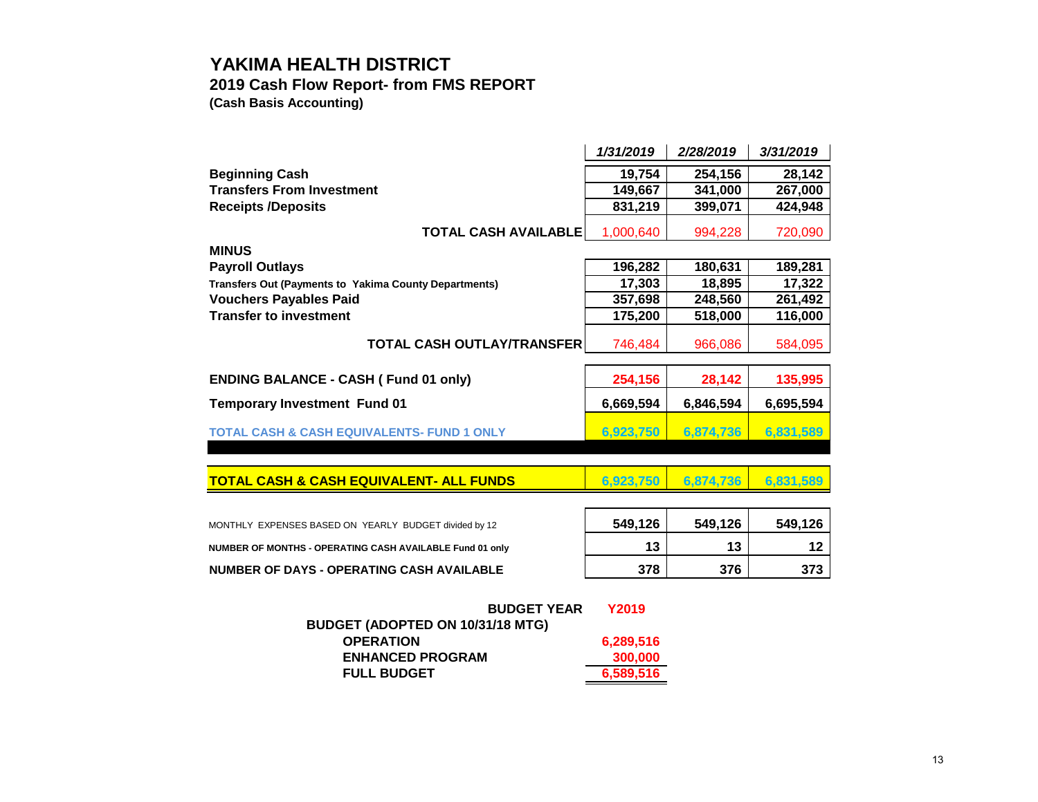# YAKIMA HEALTH DISTRICT

## 2019 Cash Flow Report- from FMS REPORT

**(Cash Basis Accounting)**

| | *1/31/2019* | *2/28/2019* | *3/31/2019* |
|---|---|---|---|
| **Beginning Cash** | 19,754 | 254,156 | 28,142 |
| **Transfers From Investment** | 149,667 | 341,000 | 267,000 |
| **Receipts /Deposits** | 831,219 | 399,071 | 424,948 |
| **TOTAL CASH AVAILABLE** | 1,000,640 | 994,228 | 720,090 |
| **MINUS** | | | |
| **Payroll Outlays** | 196,282 | 180,631 | 189,281 |
| **Transfers Out (Payments to Yakima County Departments)** | 17,303 | 18,895 | 17,322 |
| **Vouchers Payables Paid** | 357,698 | 248,560 | 261,492 |
| **Transfer to investment** | 175,200 | 518,000 | 116,000 |
| **TOTAL CASH OUTLAY/TRANSFER** | 746,484 | 966,086 | 584,095 |
| **ENDING BALANCE - CASH ( Fund 01 only)** | 254,156 | 28,142 | 135,995 |
| **Temporary Investment Fund 01** | 6,669,594 | 6,846,594 | 6,695,594 |
| **TOTAL CASH & CASH EQUIVALENTS- FUND 1 ONLY** | 6,923,750 | 6,874,736 | 6,831,589 |
| **TOTAL CASH & CASH EQUIVALENT- ALL FUNDS** | 6,923,750 | 6,874,736 | 6,831,589 |
| MONTHLY EXPENSES BASED ON YEARLY BUDGET divided by 12 | 549,126 | 549,126 | 549,126 |
| **NUMBER OF MONTHS - OPERATING CASH AVAILABLE Fund 01 only** | 13 | 13 | 12 |
| **NUMBER OF DAYS - OPERATING CASH AVAILABLE** | 378 | 376 | 373 |

| **BUDGET YEAR** | **Y2019** |
|---|---|
| **BUDGET (ADOPTED ON 10/31/18 MTG)** | |
| **OPERATION** | 6,289,516 |
| **ENHANCED PROGRAM** | 300,000 |
| **FULL BUDGET** | 6,589,516 |